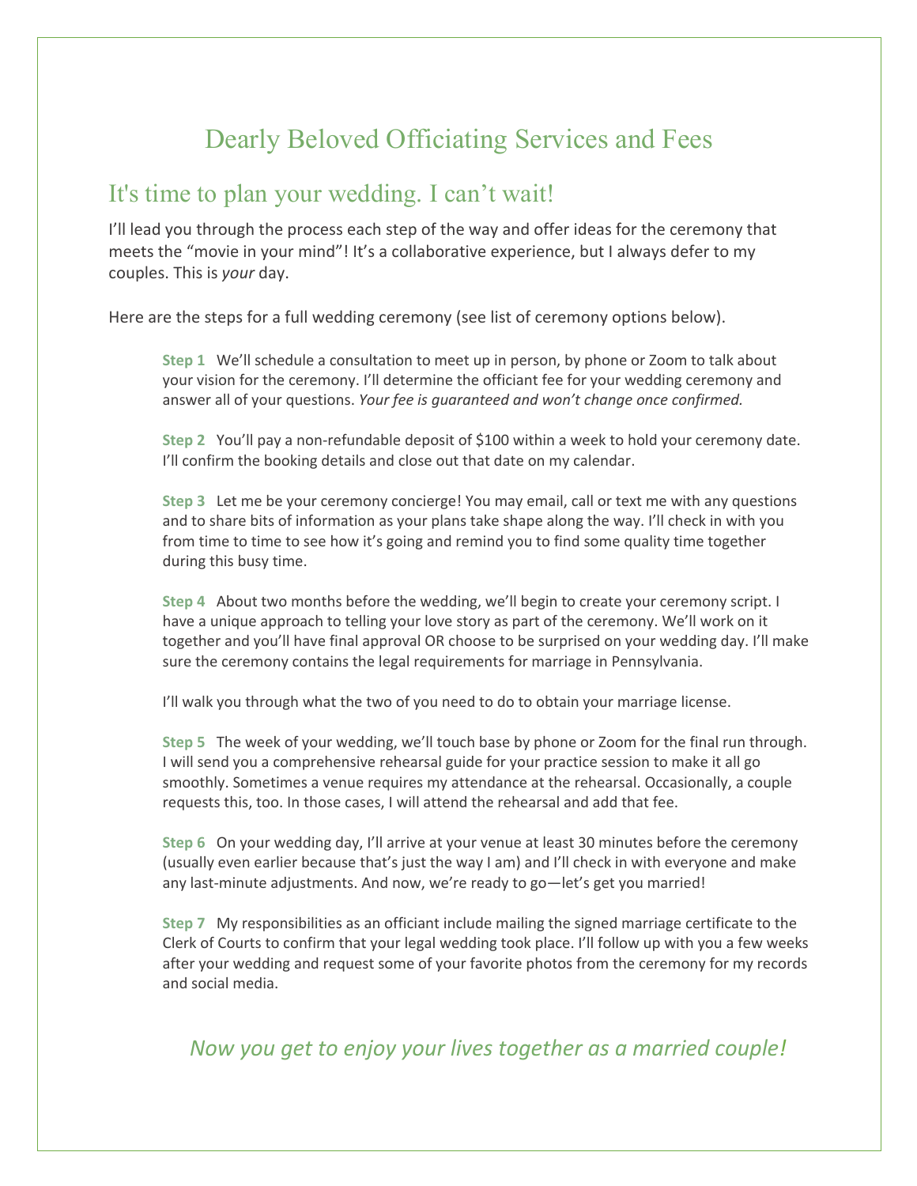# Dearly Beloved Officiating Services and Fees

## It's time to plan your wedding. I can't wait!

I'll lead you through the process each step of the way and offer ideas for the ceremony that meets the "movie in your mind"! It's a collaborative experience, but I always defer to my couples. This is *your* day.

Here are the steps for a full wedding ceremony (see list of ceremony options below).

**Step 1** We'll schedule a consultation to meet up in person, by phone or Zoom to talk about your vision for the ceremony. I'll determine the officiant fee for your wedding ceremony and answer all of your questions. *Your fee is guaranteed and won't change once confirmed.*

**Step 2** You'll pay a non-refundable deposit of $100 within a week to hold your ceremony date. I'll confirm the booking details and close out that date on my calendar.

**Step 3** Let me be your ceremony concierge! You may email, call or text me with any questions and to share bits of information as your plans take shape along the way. I'll check in with you from time to time to see how it's going and remind you to find some quality time together during this busy time.

**Step 4** About two months before the wedding, we'll begin to create your ceremony script. I have a unique approach to telling your love story as part of the ceremony. We'll work on it together and you'll have final approval OR choose to be surprised on your wedding day. I'll make sure the ceremony contains the legal requirements for marriage in Pennsylvania.

I'll walk you through what the two of you need to do to obtain your marriage license.

**Step 5** The week of your wedding, we'll touch base by phone or Zoom for the final run through. I will send you a comprehensive rehearsal guide for your practice session to make it all go smoothly. Sometimes a venue requires my attendance at the rehearsal. Occasionally, a couple requests this, too. In those cases, I will attend the rehearsal and add that fee.

**Step 6** On your wedding day, I'll arrive at your venue at least 30 minutes before the ceremony (usually even earlier because that's just the way I am) and I'll check in with everyone and make any last-minute adjustments. And now, we're ready to go—let's get you married!

**Step 7** My responsibilities as an officiant include mailing the signed marriage certificate to the Clerk of Courts to confirm that your legal wedding took place. I'll follow up with you a few weeks after your wedding and request some of your favorite photos from the ceremony for my records and social media.

*Now you get to enjoy your lives together as a married couple!*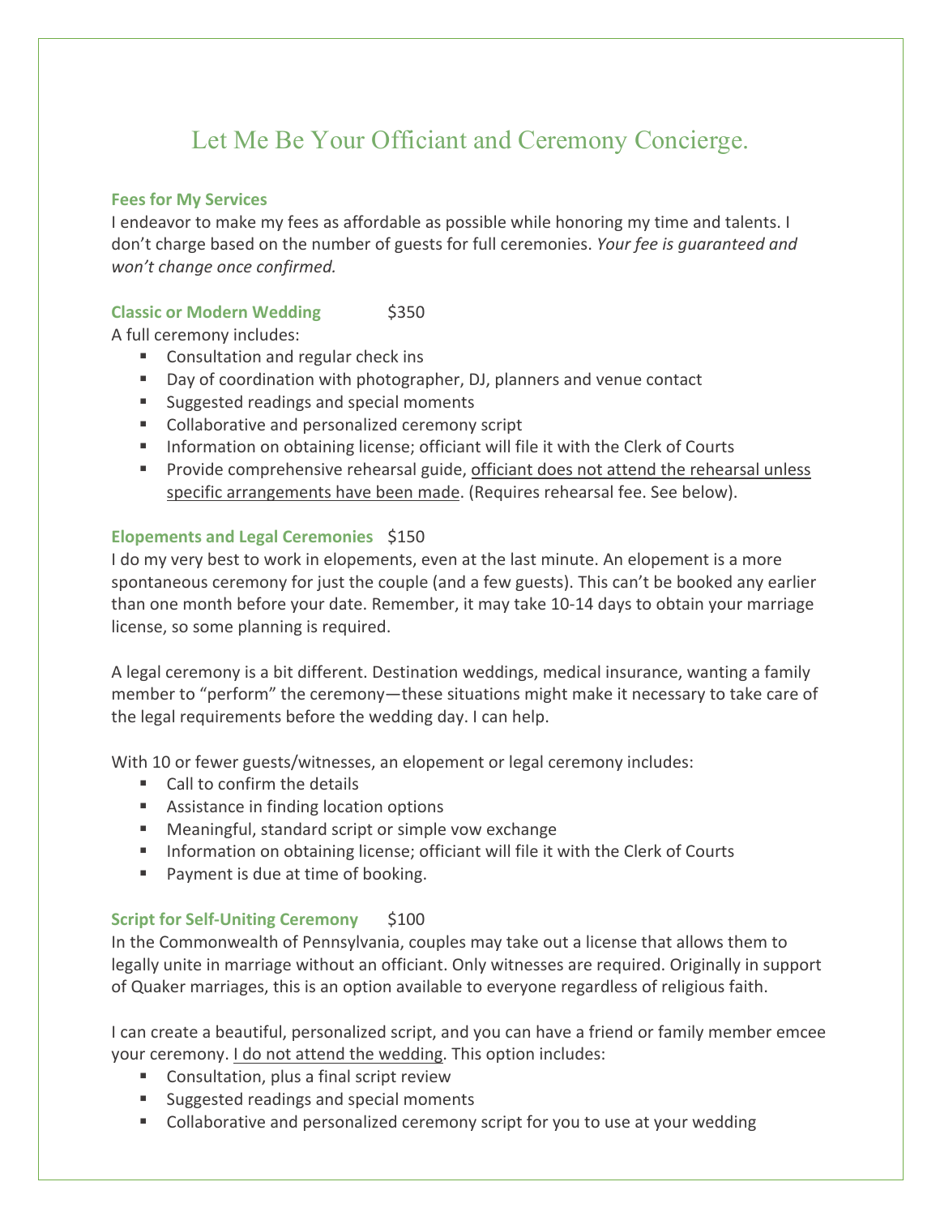# Let Me Be Your Officiant and Ceremony Concierge.

### Fees for My Services

I endeavor to make my fees as affordable as possible while honoring my time and talents. I don't charge based on the number of guests for full ceremonies. *Your fee is guaranteed and won't change once confirmed.*

### Classic or Modern Wedding $350

A full ceremony includes:

- Consultation and regular check ins
- Day of coordination with photographer, DJ, planners and venue contact
- Suggested readings and special moments
- Collaborative and personalized ceremony script
- Information on obtaining license; officiant will file it with the Clerk of Courts
- Provide comprehensive rehearsal guide, <u>officiant does not attend the rehearsal unless specific arrangements have been made</u>. (Requires rehearsal fee. See below).

### Elopements and Legal Ceremonies $150

I do my very best to work in elopements, even at the last minute. An elopement is a more spontaneous ceremony for just the couple (and a few guests). This can't be booked any earlier than one month before your date. Remember, it may take 10-14 days to obtain your marriage license, so some planning is required.

A legal ceremony is a bit different. Destination weddings, medical insurance, wanting a family member to "perform" the ceremony—these situations might make it necessary to take care of the legal requirements before the wedding day. I can help.

With 10 or fewer guests/witnesses, an elopement or legal ceremony includes:

- Call to confirm the details
- Assistance in finding location options
- Meaningful, standard script or simple vow exchange
- Information on obtaining license; officiant will file it with the Clerk of Courts
- Payment is due at time of booking.

### Script for Self-Uniting Ceremony $100

In the Commonwealth of Pennsylvania, couples may take out a license that allows them to legally unite in marriage without an officiant. Only witnesses are required. Originally in support of Quaker marriages, this is an option available to everyone regardless of religious faith.

I can create a beautiful, personalized script, and you can have a friend or family member emcee your ceremony. <u>I do not attend the wedding</u>. This option includes:

- Consultation, plus a final script review
- Suggested readings and special moments
- Collaborative and personalized ceremony script for you to use at your wedding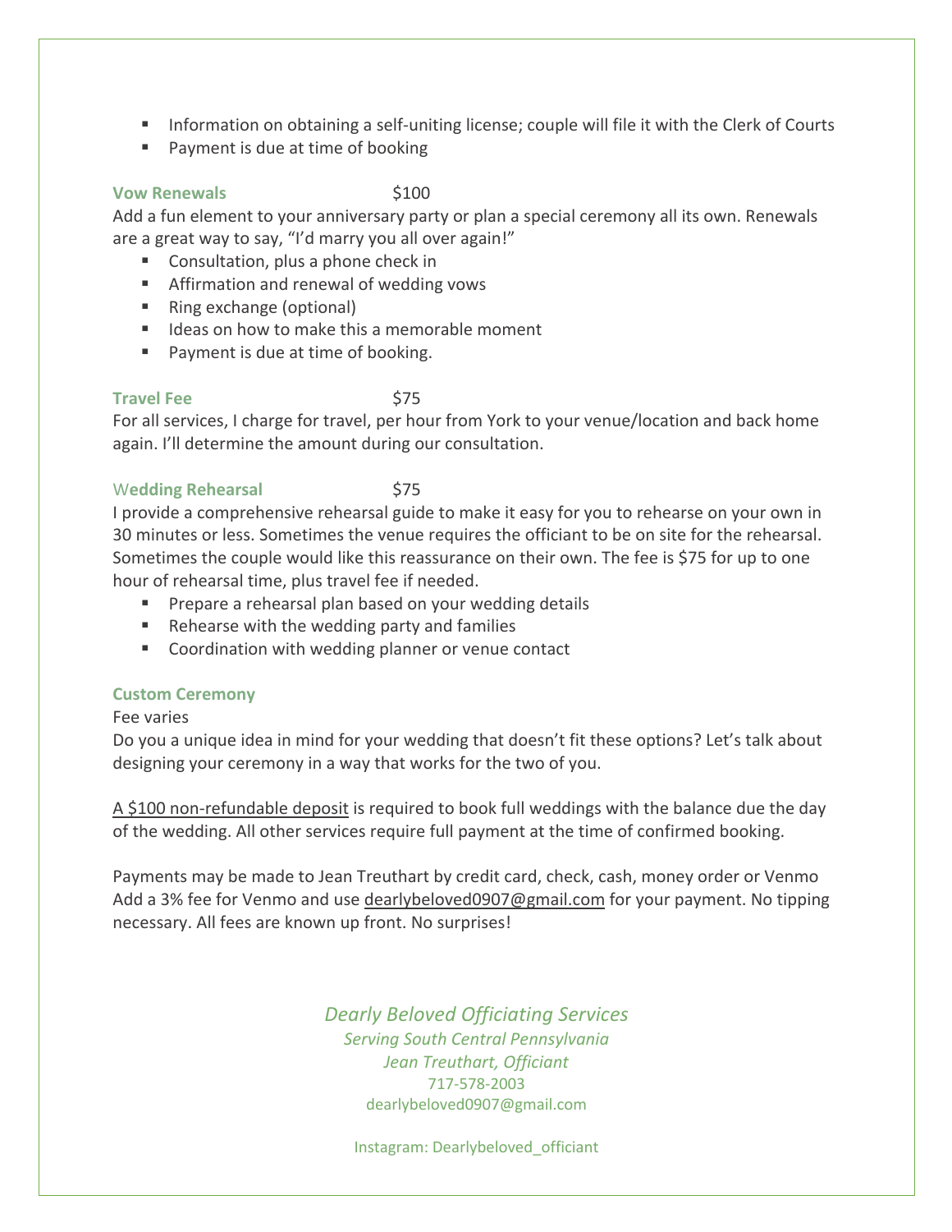- Information on obtaining a self-uniting license; couple will file it with the Clerk of Courts
- Payment is due at time of booking

**Vow Renewals** $100

Add a fun element to your anniversary party or plan a special ceremony all its own. Renewals are a great way to say, "I'd marry you all over again!"

- Consultation, plus a phone check in
- Affirmation and renewal of wedding vows
- Ring exchange (optional)
- Ideas on how to make this a memorable moment
- Payment is due at time of booking.

**Travel Fee** $75

For all services, I charge for travel, per hour from York to your venue/location and back home again. I'll determine the amount during our consultation.

W**edding Rehearsal** $75

I provide a comprehensive rehearsal guide to make it easy for you to rehearse on your own in 30 minutes or less. Sometimes the venue requires the officiant to be on site for the rehearsal. Sometimes the couple would like this reassurance on their own. The fee is $75 for up to one hour of rehearsal time, plus travel fee if needed.

- Prepare a rehearsal plan based on your wedding details
- Rehearse with the wedding party and families
- Coordination with wedding planner or venue contact

**Custom Ceremony**

Fee varies

Do you a unique idea in mind for your wedding that doesn't fit these options? Let's talk about designing your ceremony in a way that works for the two of you.

A $100 non-refundable deposit is required to book full weddings with the balance due the day of the wedding. All other services require full payment at the time of confirmed booking.

Payments may be made to Jean Treuthart by credit card, check, cash, money order or Venmo Add a 3% fee for Venmo and use dearlybeloved0907@gmail.com for your payment. No tipping necessary. All fees are known up front. No surprises!

*Dearly Beloved Officiating Services*

*Serving South Central Pennsylvania*

*Jean Treuthart, Officiant*

717-578-2003

dearlybeloved0907@gmail.com

Instagram: Dearlybeloved_officiant